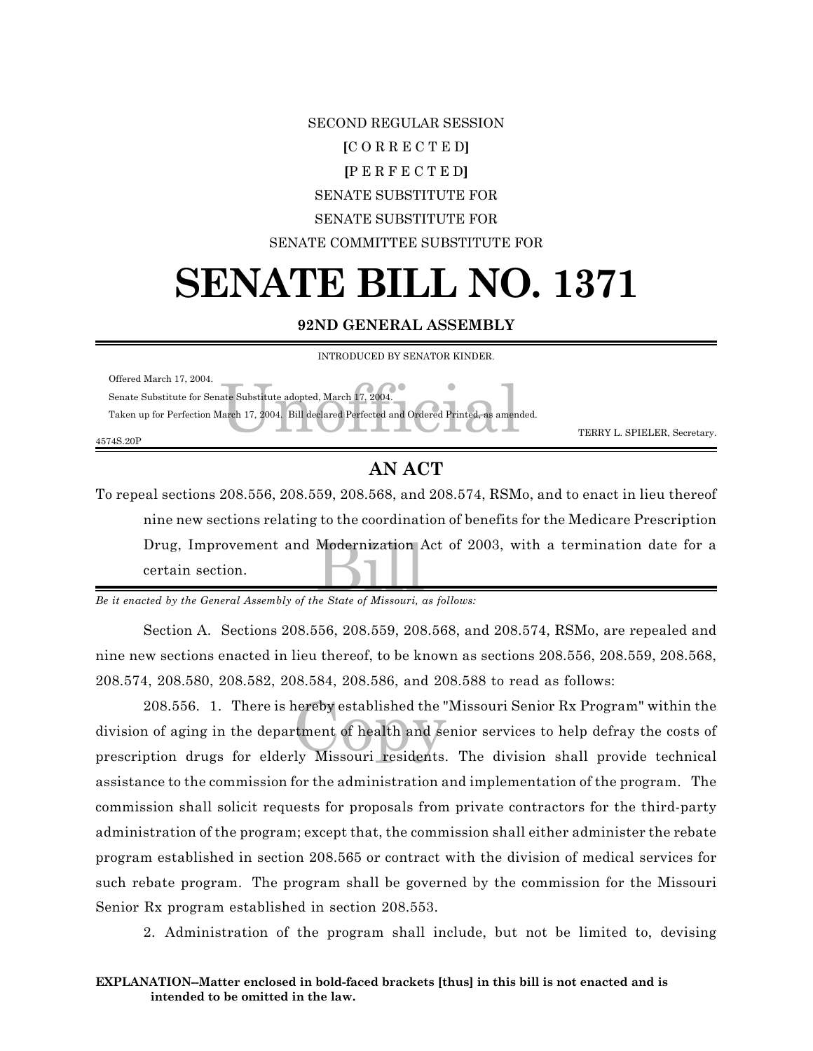SECOND REGULAR SESSION

[C O R R E C T E D]

[P E R F E C T E D]

SENATE SUBSTITUTE FOR

SENATE SUBSTITUTE FOR

SENATE COMMITTEE SUBSTITUTE FOR

# SENATE BILL NO. 1371

**92ND GENERAL ASSEMBLY**

INTRODUCED BY SENATOR KINDER.

Offered March 17, 2004.

Senate Substitute for Senate Substitute adopted, March 17, 2004.

Taken up for Perfection March 17, 2004. Bill declared Perfected and Ordered Printed, as amended.

TERRY L. SPIELER, Secretary.

4574S.20P

## AN ACT

To repeal sections 208.556, 208.559, 208.568, and 208.574, RSMo, and to enact in lieu thereof nine new sections relating to the coordination of benefits for the Medicare Prescription Drug, Improvement and Modernization Act of 2003, with a termination date for a certain section.

*Be it enacted by the General Assembly of the State of Missouri, as follows:*

Section A. Sections 208.556, 208.559, 208.568, and 208.574, RSMo, are repealed and nine new sections enacted in lieu thereof, to be known as sections 208.556, 208.559, 208.568, 208.574, 208.580, 208.582, 208.584, 208.586, and 208.588 to read as follows:

208.556. 1. There is hereby established the "Missouri Senior Rx Program" within the division of aging in the department of health and senior services to help defray the costs of prescription drugs for elderly Missouri residents. The division shall provide technical assistance to the commission for the administration and implementation of the program. The commission shall solicit requests for proposals from private contractors for the third-party administration of the program; except that, the commission shall either administer the rebate program established in section 208.565 or contract with the division of medical services for such rebate program. The program shall be governed by the commission for the Missouri Senior Rx program established in section 208.553.

2. Administration of the program shall include, but not be limited to, devising

**EXPLANATION--Matter enclosed in bold-faced brackets [thus] in this bill is not enacted and is intended to be omitted in the law.**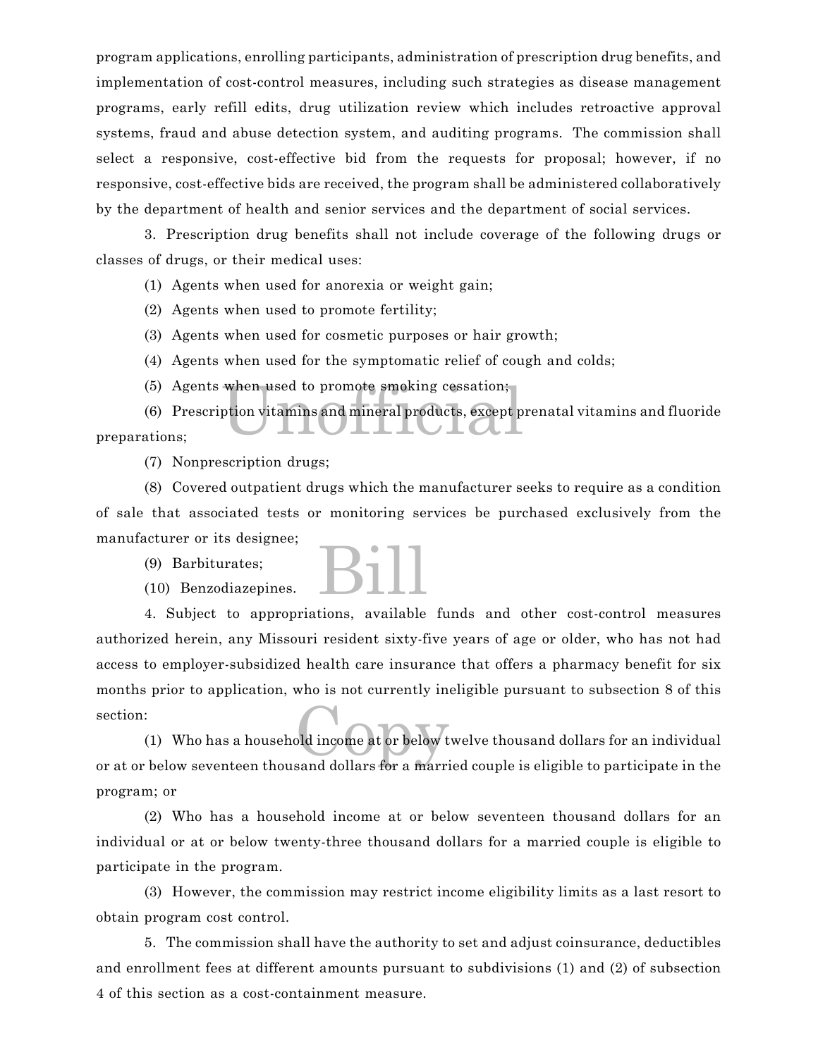program applications, enrolling participants, administration of prescription drug benefits, and implementation of cost-control measures, including such strategies as disease management programs, early refill edits, drug utilization review which includes retroactive approval systems, fraud and abuse detection system, and auditing programs. The commission shall select a responsive, cost-effective bid from the requests for proposal; however, if no responsive, cost-effective bids are received, the program shall be administered collaboratively by the department of health and senior services and the department of social services.

3. Prescription drug benefits shall not include coverage of the following drugs or classes of drugs, or their medical uses:

(1) Agents when used for anorexia or weight gain;

(2) Agents when used to promote fertility;

(3) Agents when used for cosmetic purposes or hair growth;

(4) Agents when used for the symptomatic relief of cough and colds;

(5) Agents when used to promote smoking cessation;

(6) Prescription vitamins and mineral products, except prenatal vitamins and fluoride preparations;

(7) Nonprescription drugs;

(8) Covered outpatient drugs which the manufacturer seeks to require as a condition of sale that associated tests or monitoring services be purchased exclusively from the manufacturer or its designee;

(9) Barbiturates;

(10) Benzodiazepines.

4. Subject to appropriations, available funds and other cost-control measures authorized herein, any Missouri resident sixty-five years of age or older, who has not had access to employer-subsidized health care insurance that offers a pharmacy benefit for six months prior to application, who is not currently ineligible pursuant to subsection 8 of this section:

(1) Who has a household income at or below twelve thousand dollars for an individual or at or below seventeen thousand dollars for a married couple is eligible to participate in the program; or

(2) Who has a household income at or below seventeen thousand dollars for an individual or at or below twenty-three thousand dollars for a married couple is eligible to participate in the program.

(3) However, the commission may restrict income eligibility limits as a last resort to obtain program cost control.

5. The commission shall have the authority to set and adjust coinsurance, deductibles and enrollment fees at different amounts pursuant to subdivisions (1) and (2) of subsection 4 of this section as a cost-containment measure.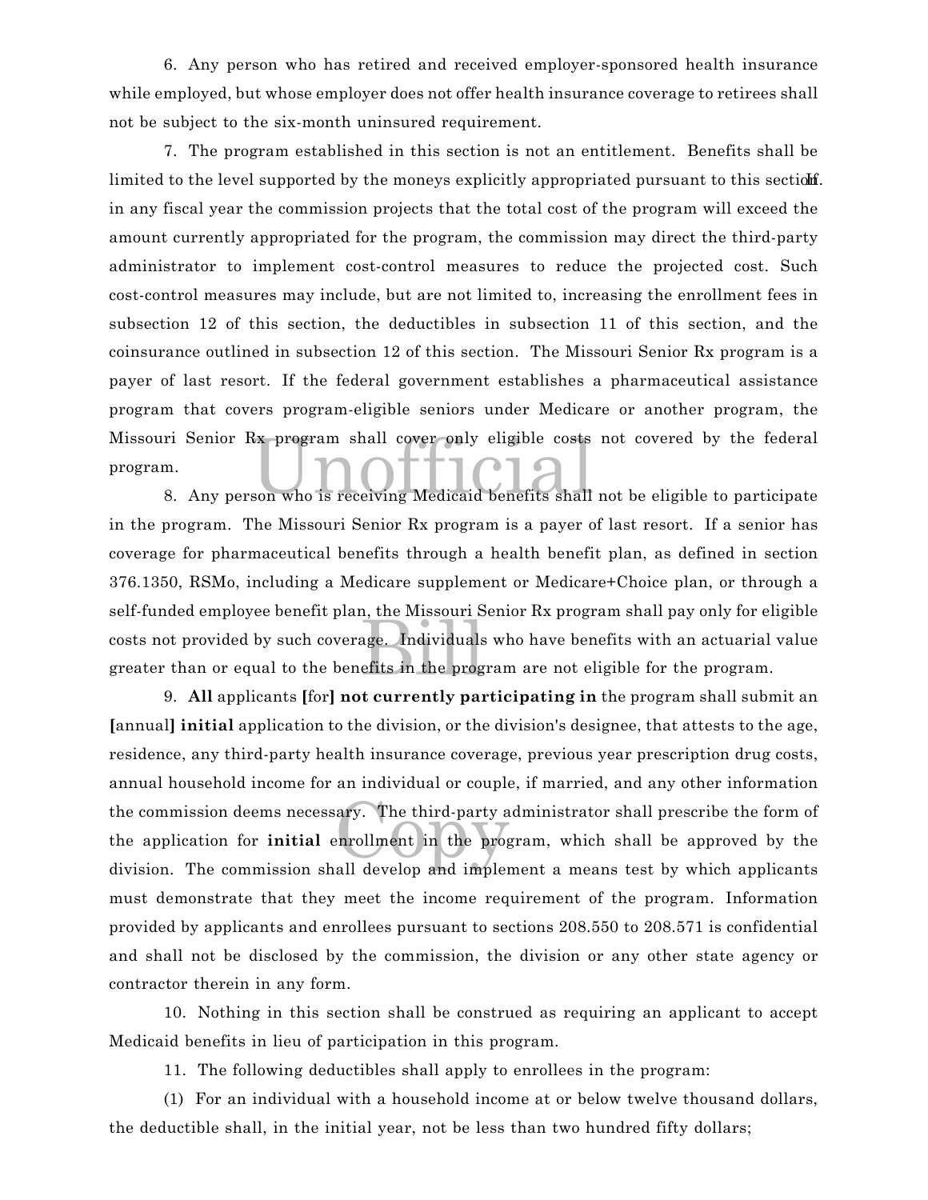6. Any person who has retired and received employer-sponsored health insurance while employed, but whose employer does not offer health insurance coverage to retirees shall not be subject to the six-month uninsured requirement.

7. The program established in this section is not an entitlement. Benefits shall be limited to the level supported by the moneys explicitly appropriated pursuant to this section. If in any fiscal year the commission projects that the total cost of the program will exceed the amount currently appropriated for the program, the commission may direct the third-party administrator to implement cost-control measures to reduce the projected cost. Such cost-control measures may include, but are not limited to, increasing the enrollment fees in subsection 12 of this section, the deductibles in subsection 11 of this section, and the coinsurance outlined in subsection 12 of this section. The Missouri Senior Rx program is a payer of last resort. If the federal government establishes a pharmaceutical assistance program that covers program-eligible seniors under Medicare or another program, the Missouri Senior Rx program shall cover only eligible costs not covered by the federal program.

8. Any person who is receiving Medicaid benefits shall not be eligible to participate in the program. The Missouri Senior Rx program is a payer of last resort. If a senior has coverage for pharmaceutical benefits through a health benefit plan, as defined in section 376.1350, RSMo, including a Medicare supplement or Medicare+Choice plan, or through a self-funded employee benefit plan, the Missouri Senior Rx program shall pay only for eligible costs not provided by such coverage. Individuals who have benefits with an actuarial value greater than or equal to the benefits in the program are not eligible for the program.

9. **All** applicants [for] **not currently participating in** the program shall submit an [annual] **initial** application to the division, or the division's designee, that attests to the age, residence, any third-party health insurance coverage, previous year prescription drug costs, annual household income for an individual or couple, if married, and any other information the commission deems necessary. The third-party administrator shall prescribe the form of the application for **initial** enrollment in the program, which shall be approved by the division. The commission shall develop and implement a means test by which applicants must demonstrate that they meet the income requirement of the program. Information provided by applicants and enrollees pursuant to sections 208.550 to 208.571 is confidential and shall not be disclosed by the commission, the division or any other state agency or contractor therein in any form.

10. Nothing in this section shall be construed as requiring an applicant to accept Medicaid benefits in lieu of participation in this program.

11. The following deductibles shall apply to enrollees in the program:

(1) For an individual with a household income at or below twelve thousand dollars, the deductible shall, in the initial year, not be less than two hundred fifty dollars;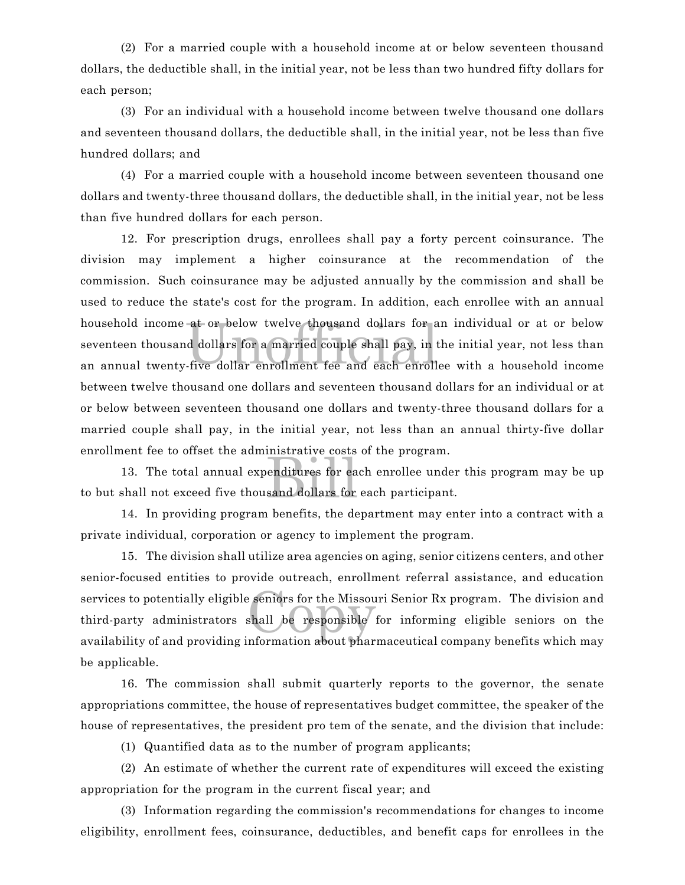(2) For a married couple with a household income at or below seventeen thousand dollars, the deductible shall, in the initial year, not be less than two hundred fifty dollars for each person;

(3) For an individual with a household income between twelve thousand one dollars and seventeen thousand dollars, the deductible shall, in the initial year, not be less than five hundred dollars; and

(4) For a married couple with a household income between seventeen thousand one dollars and twenty-three thousand dollars, the deductible shall, in the initial year, not be less than five hundred dollars for each person.

12. For prescription drugs, enrollees shall pay a forty percent coinsurance. The division may implement a higher coinsurance at the recommendation of the commission. Such coinsurance may be adjusted annually by the commission and shall be used to reduce the state's cost for the program. In addition, each enrollee with an annual household income at or below twelve thousand dollars for an individual or at or below seventeen thousand dollars for a married couple shall pay, in the initial year, not less than an annual twenty-five dollar enrollment fee and each enrollee with a household income between twelve thousand one dollars and seventeen thousand dollars for an individual or at or below between seventeen thousand one dollars and twenty-three thousand dollars for a married couple shall pay, in the initial year, not less than an annual thirty-five dollar enrollment fee to offset the administrative costs of the program.

13. The total annual expenditures for each enrollee under this program may be up to but shall not exceed five thousand dollars for each participant.

14. In providing program benefits, the department may enter into a contract with a private individual, corporation or agency to implement the program.

15. The division shall utilize area agencies on aging, senior citizens centers, and other senior-focused entities to provide outreach, enrollment referral assistance, and education services to potentially eligible seniors for the Missouri Senior Rx program. The division and third-party administrators shall be responsible for informing eligible seniors on the availability of and providing information about pharmaceutical company benefits which may be applicable.

16. The commission shall submit quarterly reports to the governor, the senate appropriations committee, the house of representatives budget committee, the speaker of the house of representatives, the president pro tem of the senate, and the division that include:

(1) Quantified data as to the number of program applicants;

(2) An estimate of whether the current rate of expenditures will exceed the existing appropriation for the program in the current fiscal year; and

(3) Information regarding the commission's recommendations for changes to income eligibility, enrollment fees, coinsurance, deductibles, and benefit caps for enrollees in the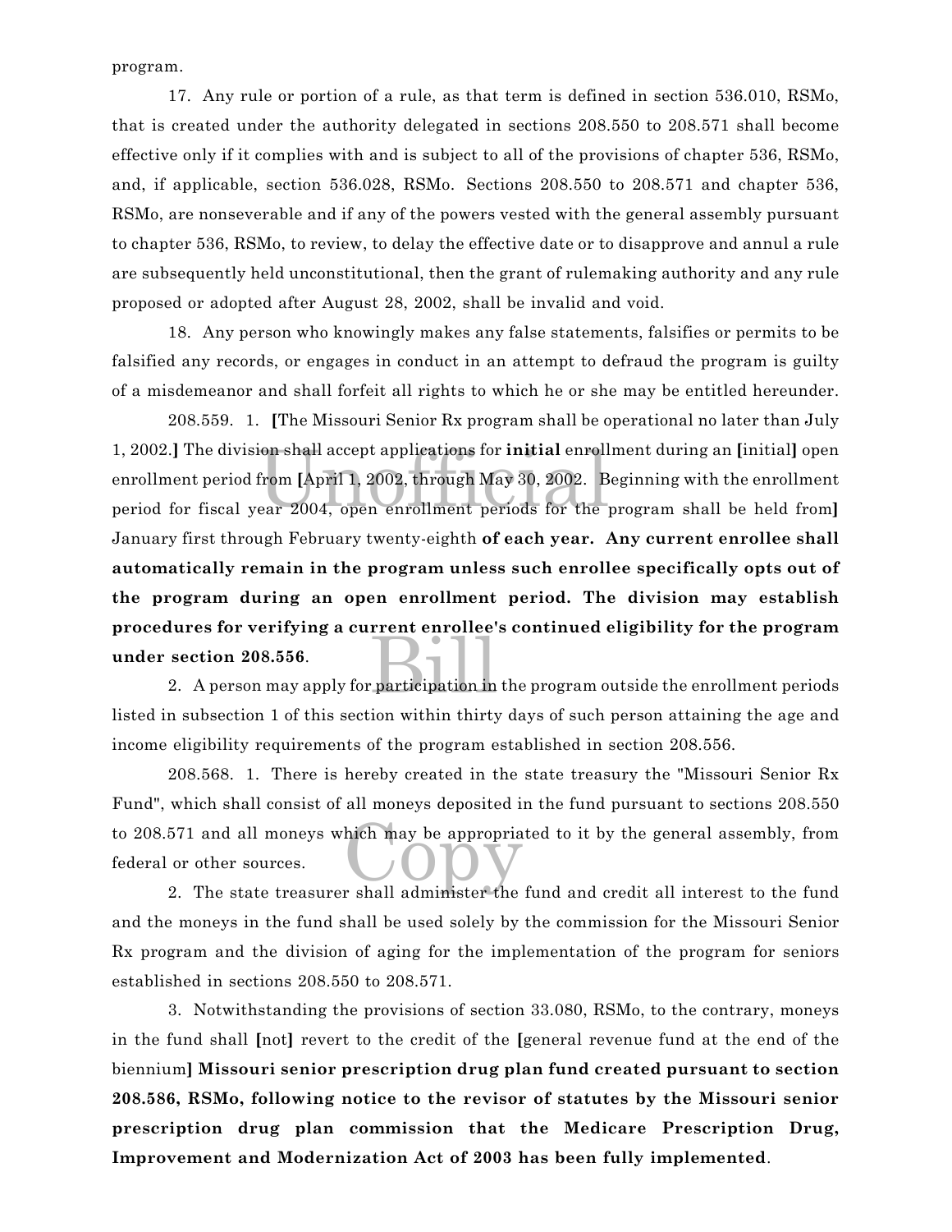program.

17. Any rule or portion of a rule, as that term is defined in section 536.010, RSMo, that is created under the authority delegated in sections 208.550 to 208.571 shall become effective only if it complies with and is subject to all of the provisions of chapter 536, RSMo, and, if applicable, section 536.028, RSMo. Sections 208.550 to 208.571 and chapter 536, RSMo, are nonseverable and if any of the powers vested with the general assembly pursuant to chapter 536, RSMo, to review, to delay the effective date or to disapprove and annul a rule are subsequently held unconstitutional, then the grant of rulemaking authority and any rule proposed or adopted after August 28, 2002, shall be invalid and void.

18. Any person who knowingly makes any false statements, falsifies or permits to be falsified any records, or engages in conduct in an attempt to defraud the program is guilty of a misdemeanor and shall forfeit all rights to which he or she may be entitled hereunder.

208.559. 1. **[**The Missouri Senior Rx program shall be operational no later than July 1, 2002.**]** The division shall accept applications for **initial** enrollment during an **[**initial**]** open enrollment period from **[**April 1, 2002, through May 30, 2002. Beginning with the enrollment period for fiscal year 2004, open enrollment periods for the program shall be held from**]** January first through February twenty-eighth **of each year. Any current enrollee shall automatically remain in the program unless such enrollee specifically opts out of the program during an open enrollment period. The division may establish procedures for verifying a current enrollee's continued eligibility for the program under section 208.556**.

2. A person may apply for participation in the program outside the enrollment periods listed in subsection 1 of this section within thirty days of such person attaining the age and income eligibility requirements of the program established in section 208.556.

208.568. 1. There is hereby created in the state treasury the "Missouri Senior Rx Fund", which shall consist of all moneys deposited in the fund pursuant to sections 208.550 to 208.571 and all moneys which may be appropriated to it by the general assembly, from federal or other sources.

2. The state treasurer shall administer the fund and credit all interest to the fund and the moneys in the fund shall be used solely by the commission for the Missouri Senior Rx program and the division of aging for the implementation of the program for seniors established in sections 208.550 to 208.571.

3. Notwithstanding the provisions of section 33.080, RSMo, to the contrary, moneys in the fund shall **[**not**]** revert to the credit of the **[**general revenue fund at the end of the biennium**] Missouri senior prescription drug plan fund created pursuant to section 208.586, RSMo, following notice to the revisor of statutes by the Missouri senior prescription drug plan commission that the Medicare Prescription Drug, Improvement and Modernization Act of 2003 has been fully implemented**.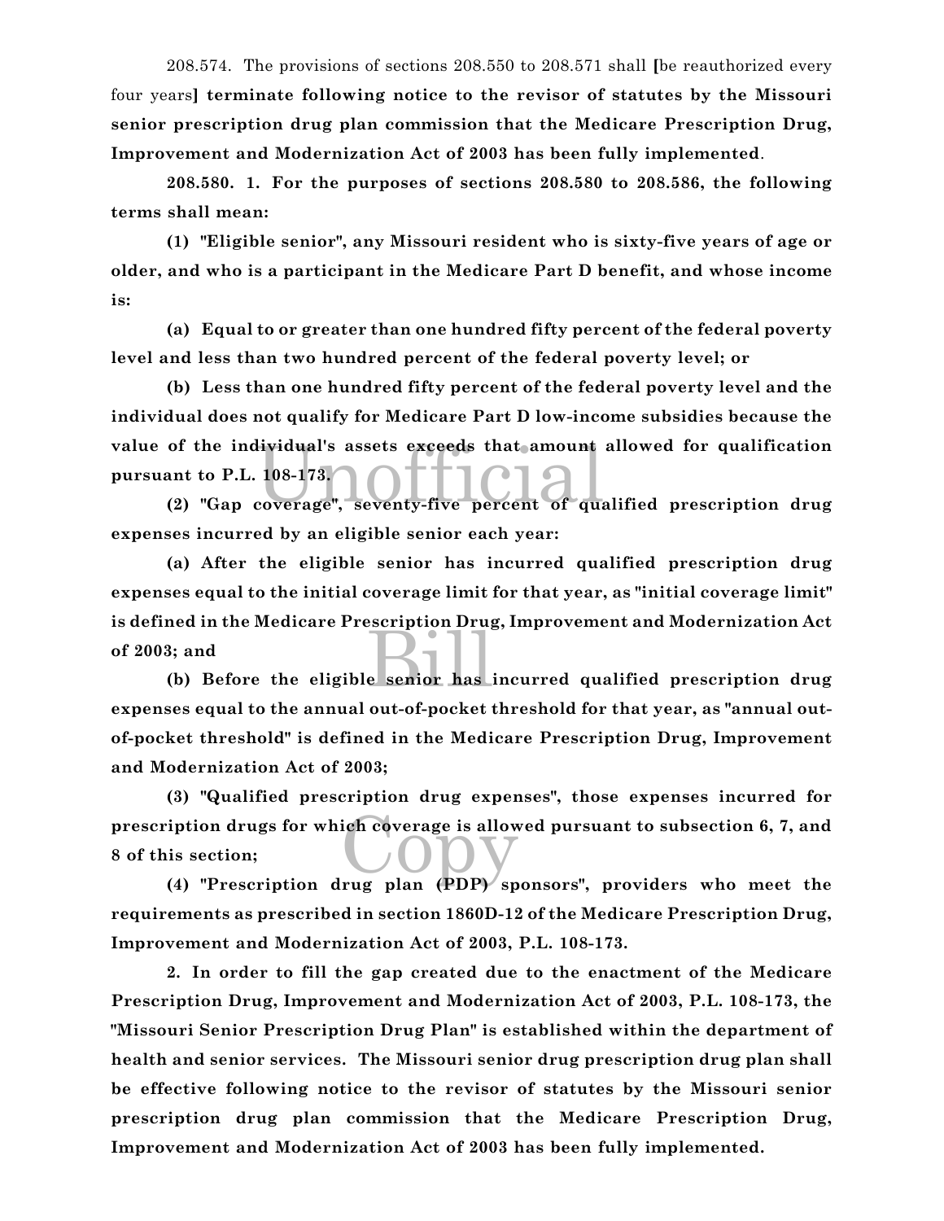208.574. The provisions of sections 208.550 to 208.571 shall [be reauthorized every four years] **terminate following notice to the revisor of statutes by the Missouri senior prescription drug plan commission that the Medicare Prescription Drug, Improvement and Modernization Act of 2003 has been fully implemented**.

**208.580. 1. For the purposes of sections 208.580 to 208.586, the following terms shall mean:**

**(1) "Eligible senior", any Missouri resident who is sixty-five years of age or older, and who is a participant in the Medicare Part D benefit, and whose income is:**

**(a) Equal to or greater than one hundred fifty percent of the federal poverty level and less than two hundred percent of the federal poverty level; or**

**(b) Less than one hundred fifty percent of the federal poverty level and the individual does not qualify for Medicare Part D low-income subsidies because the value of the individual's assets exceeds that amount allowed for qualification pursuant to P.L. 108-173.**

**(2) "Gap coverage", seventy-five percent of qualified prescription drug expenses incurred by an eligible senior each year:**

**(a) After the eligible senior has incurred qualified prescription drug expenses equal to the initial coverage limit for that year, as "initial coverage limit" is defined in the Medicare Prescription Drug, Improvement and Modernization Act of 2003; and**

**(b) Before the eligible senior has incurred qualified prescription drug expenses equal to the annual out-of-pocket threshold for that year, as "annual out-of-pocket threshold" is defined in the Medicare Prescription Drug, Improvement and Modernization Act of 2003;**

**(3) "Qualified prescription drug expenses", those expenses incurred for prescription drugs for which coverage is allowed pursuant to subsection 6, 7, and 8 of this section;**

**(4) "Prescription drug plan (PDP) sponsors", providers who meet the requirements as prescribed in section 1860D-12 of the Medicare Prescription Drug, Improvement and Modernization Act of 2003, P.L. 108-173.**

**2. In order to fill the gap created due to the enactment of the Medicare Prescription Drug, Improvement and Modernization Act of 2003, P.L. 108-173, the "Missouri Senior Prescription Drug Plan" is established within the department of health and senior services. The Missouri senior drug prescription drug plan shall be effective following notice to the revisor of statutes by the Missouri senior prescription drug plan commission that the Medicare Prescription Drug, Improvement and Modernization Act of 2003 has been fully implemented.**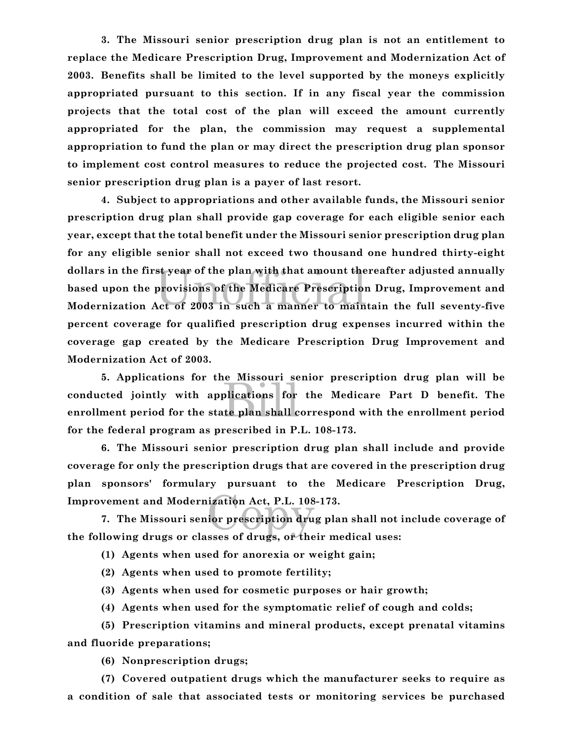**3. The Missouri senior prescription drug plan is not an entitlement to replace the Medicare Prescription Drug, Improvement and Modernization Act of 2003. Benefits shall be limited to the level supported by the moneys explicitly appropriated pursuant to this section. If in any fiscal year the commission projects that the total cost of the plan will exceed the amount currently appropriated for the plan, the commission may request a supplemental appropriation to fund the plan or may direct the prescription drug plan sponsor to implement cost control measures to reduce the projected cost. The Missouri senior prescription drug plan is a payer of last resort.**

**4. Subject to appropriations and other available funds, the Missouri senior prescription drug plan shall provide gap coverage for each eligible senior each year, except that the total benefit under the Missouri senior prescription drug plan for any eligible senior shall not exceed two thousand one hundred thirty-eight dollars in the first year of the plan with that amount thereafter adjusted annually based upon the provisions of the Medicare Prescription Drug, Improvement and Modernization Act of 2003 in such a manner to maintain the full seventy-five percent coverage for qualified prescription drug expenses incurred within the coverage gap created by the Medicare Prescription Drug Improvement and Modernization Act of 2003.**

**5. Applications for the Missouri senior prescription drug plan will be conducted jointly with applications for the Medicare Part D benefit. The enrollment period for the state plan shall correspond with the enrollment period for the federal program as prescribed in P.L. 108-173.**

**6. The Missouri senior prescription drug plan shall include and provide coverage for only the prescription drugs that are covered in the prescription drug plan sponsors' formulary pursuant to the Medicare Prescription Drug, Improvement and Modernization Act, P.L. 108-173.**

**7. The Missouri senior prescription drug plan shall not include coverage of the following drugs or classes of drugs, or their medical uses:**

**(1) Agents when used for anorexia or weight gain;**

**(2) Agents when used to promote fertility;**

**(3) Agents when used for cosmetic purposes or hair growth;**

**(4) Agents when used for the symptomatic relief of cough and colds;**

**(5) Prescription vitamins and mineral products, except prenatal vitamins and fluoride preparations;**

**(6) Nonprescription drugs;**

**(7) Covered outpatient drugs which the manufacturer seeks to require as a condition of sale that associated tests or monitoring services be purchased**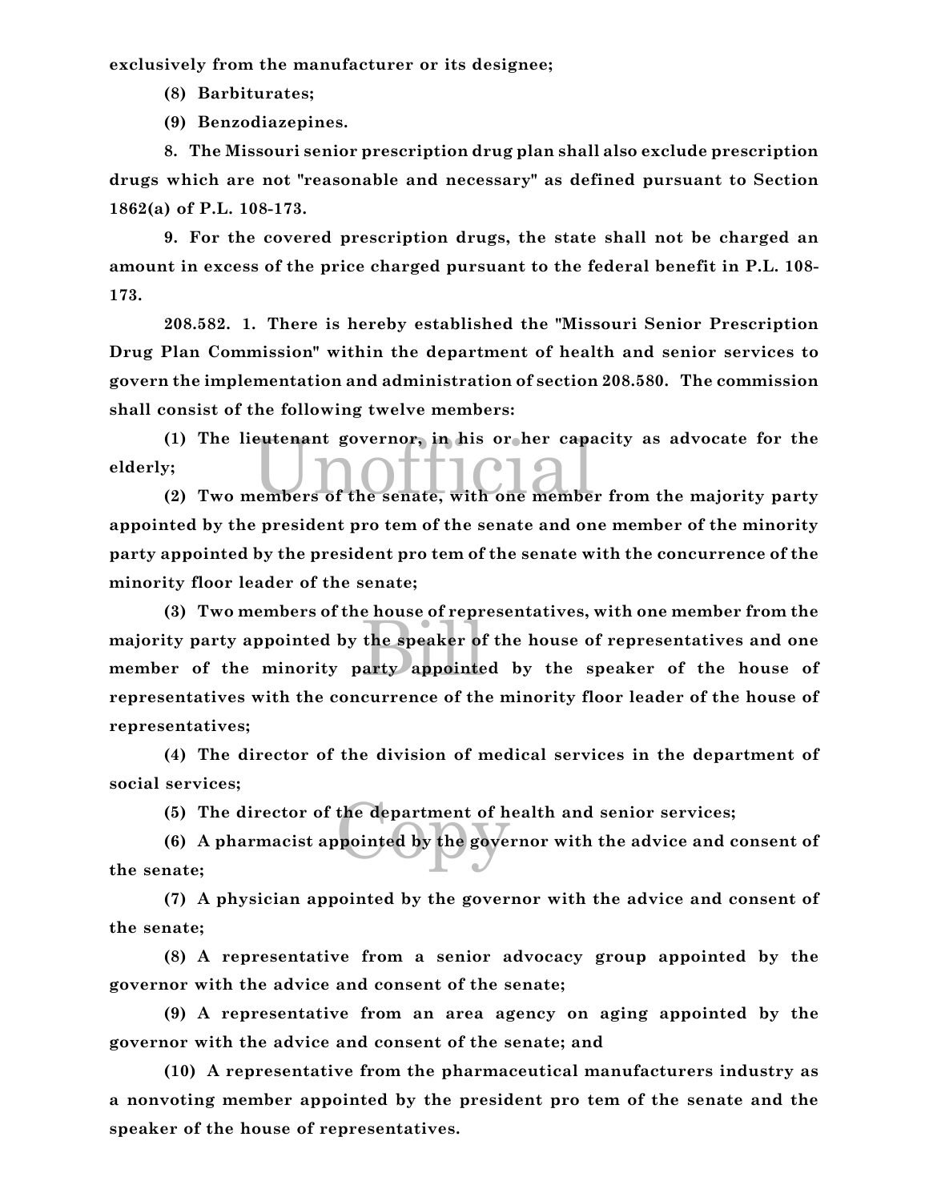**exclusively from the manufacturer or its designee;**

**(8) Barbiturates;**

**(9) Benzodiazepines.**

**8. The Missouri senior prescription drug plan shall also exclude prescription drugs which are not "reasonable and necessary" as defined pursuant to Section 1862(a) of P.L. 108-173.**

**9. For the covered prescription drugs, the state shall not be charged an amount in excess of the price charged pursuant to the federal benefit in P.L. 108-173.**

**208.582. 1. There is hereby established the "Missouri Senior Prescription Drug Plan Commission" within the department of health and senior services to govern the implementation and administration of section 208.580. The commission shall consist of the following twelve members:**

**(1) The lieutenant governor, in his or her capacity as advocate for the elderly;**

**(2) Two members of the senate, with one member from the majority party appointed by the president pro tem of the senate and one member of the minority party appointed by the president pro tem of the senate with the concurrence of the minority floor leader of the senate;**

**(3) Two members of the house of representatives, with one member from the majority party appointed by the speaker of the house of representatives and one member of the minority party appointed by the speaker of the house of representatives with the concurrence of the minority floor leader of the house of representatives;**

**(4) The director of the division of medical services in the department of social services;**

**(5) The director of the department of health and senior services;**

**(6) A pharmacist appointed by the governor with the advice and consent of the senate;**

**(7) A physician appointed by the governor with the advice and consent of the senate;**

**(8) A representative from a senior advocacy group appointed by the governor with the advice and consent of the senate;**

**(9) A representative from an area agency on aging appointed by the governor with the advice and consent of the senate; and**

**(10) A representative from the pharmaceutical manufacturers industry as a nonvoting member appointed by the president pro tem of the senate and the speaker of the house of representatives.**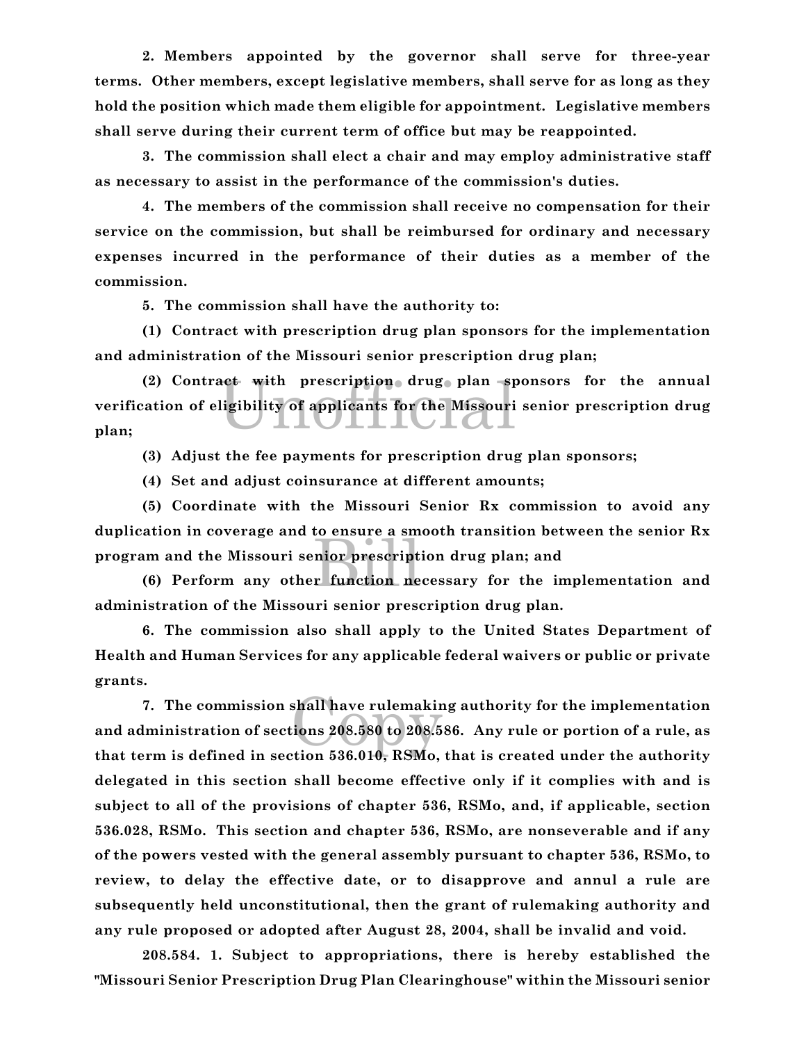**2. Members appointed by the governor shall serve for three-year terms. Other members, except legislative members, shall serve for as long as they hold the position which made them eligible for appointment. Legislative members shall serve during their current term of office but may be reappointed.**

**3. The commission shall elect a chair and may employ administrative staff as necessary to assist in the performance of the commission's duties.**

**4. The members of the commission shall receive no compensation for their service on the commission, but shall be reimbursed for ordinary and necessary expenses incurred in the performance of their duties as a member of the commission.**

**5. The commission shall have the authority to:**

**(1) Contract with prescription drug plan sponsors for the implementation and administration of the Missouri senior prescription drug plan;**

**(2) Contract with prescription drug plan sponsors for the annual verification of eligibility of applicants for the Missouri senior prescription drug plan;**

**(3) Adjust the fee payments for prescription drug plan sponsors;**

**(4) Set and adjust coinsurance at different amounts;**

**(5) Coordinate with the Missouri Senior Rx commission to avoid any duplication in coverage and to ensure a smooth transition between the senior Rx program and the Missouri senior prescription drug plan; and**

**(6) Perform any other function necessary for the implementation and administration of the Missouri senior prescription drug plan.**

**6. The commission also shall apply to the United States Department of Health and Human Services for any applicable federal waivers or public or private grants.**

**7. The commission shall have rulemaking authority for the implementation and administration of sections 208.580 to 208.586. Any rule or portion of a rule, as that term is defined in section 536.010, RSMo, that is created under the authority delegated in this section shall become effective only if it complies with and is subject to all of the provisions of chapter 536, RSMo, and, if applicable, section 536.028, RSMo. This section and chapter 536, RSMo, are nonseverable and if any of the powers vested with the general assembly pursuant to chapter 536, RSMo, to review, to delay the effective date, or to disapprove and annul a rule are subsequently held unconstitutional, then the grant of rulemaking authority and any rule proposed or adopted after August 28, 2004, shall be invalid and void.**

**208.584. 1. Subject to appropriations, there is hereby established the "Missouri Senior Prescription Drug Plan Clearinghouse" within the Missouri senior**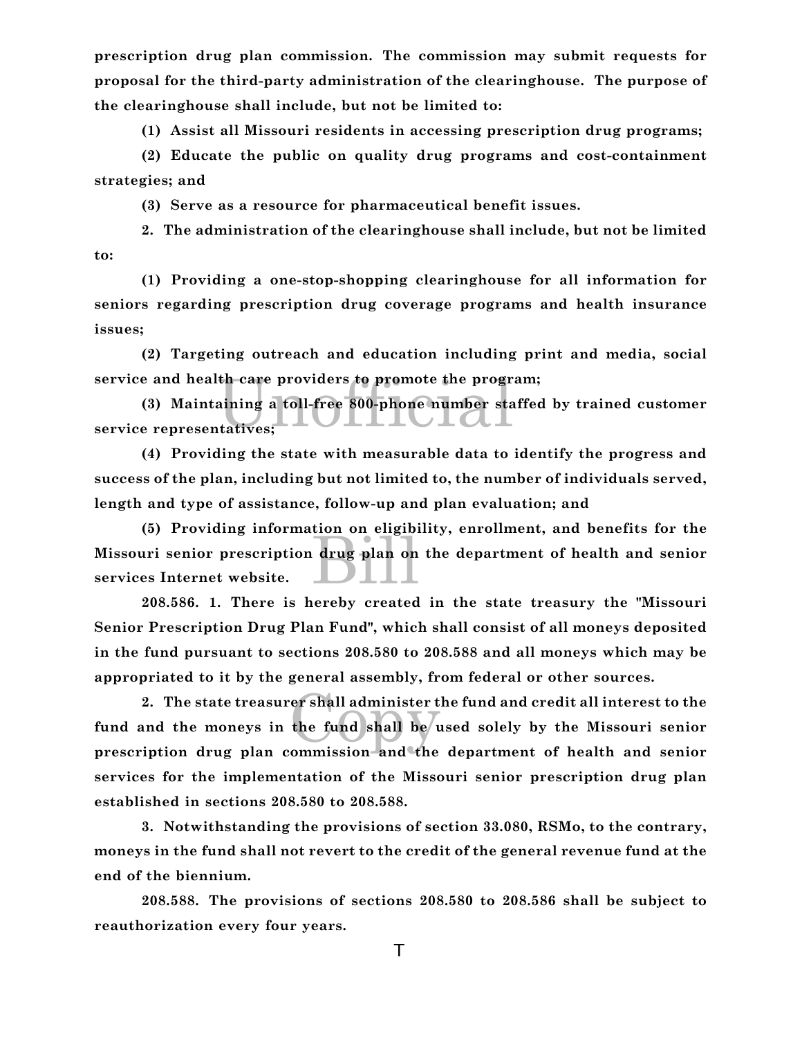**prescription drug plan commission. The commission may submit requests for proposal for the third-party administration of the clearinghouse. The purpose of the clearinghouse shall include, but not be limited to:**

**(1) Assist all Missouri residents in accessing prescription drug programs;**

**(2) Educate the public on quality drug programs and cost-containment strategies; and**

**(3) Serve as a resource for pharmaceutical benefit issues.**

**2. The administration of the clearinghouse shall include, but not be limited to:**

**(1) Providing a one-stop-shopping clearinghouse for all information for seniors regarding prescription drug coverage programs and health insurance issues;**

**(2) Targeting outreach and education including print and media, social service and health care providers to promote the program;**

**(3) Maintaining a toll-free 800-phone number staffed by trained customer service representatives;**

**(4) Providing the state with measurable data to identify the progress and success of the plan, including but not limited to, the number of individuals served, length and type of assistance, follow-up and plan evaluation; and**

**(5) Providing information on eligibility, enrollment, and benefits for the Missouri senior prescription drug plan on the department of health and senior services Internet website.**

**208.586. 1. There is hereby created in the state treasury the "Missouri Senior Prescription Drug Plan Fund", which shall consist of all moneys deposited in the fund pursuant to sections 208.580 to 208.588 and all moneys which may be appropriated to it by the general assembly, from federal or other sources.**

**2. The state treasurer shall administer the fund and credit all interest to the fund and the moneys in the fund shall be used solely by the Missouri senior prescription drug plan commission and the department of health and senior services for the implementation of the Missouri senior prescription drug plan established in sections 208.580 to 208.588.**

**3. Notwithstanding the provisions of section 33.080, RSMo, to the contrary, moneys in the fund shall not revert to the credit of the general revenue fund at the end of the biennium.**

**208.588. The provisions of sections 208.580 to 208.586 shall be subject to reauthorization every four years.**

T